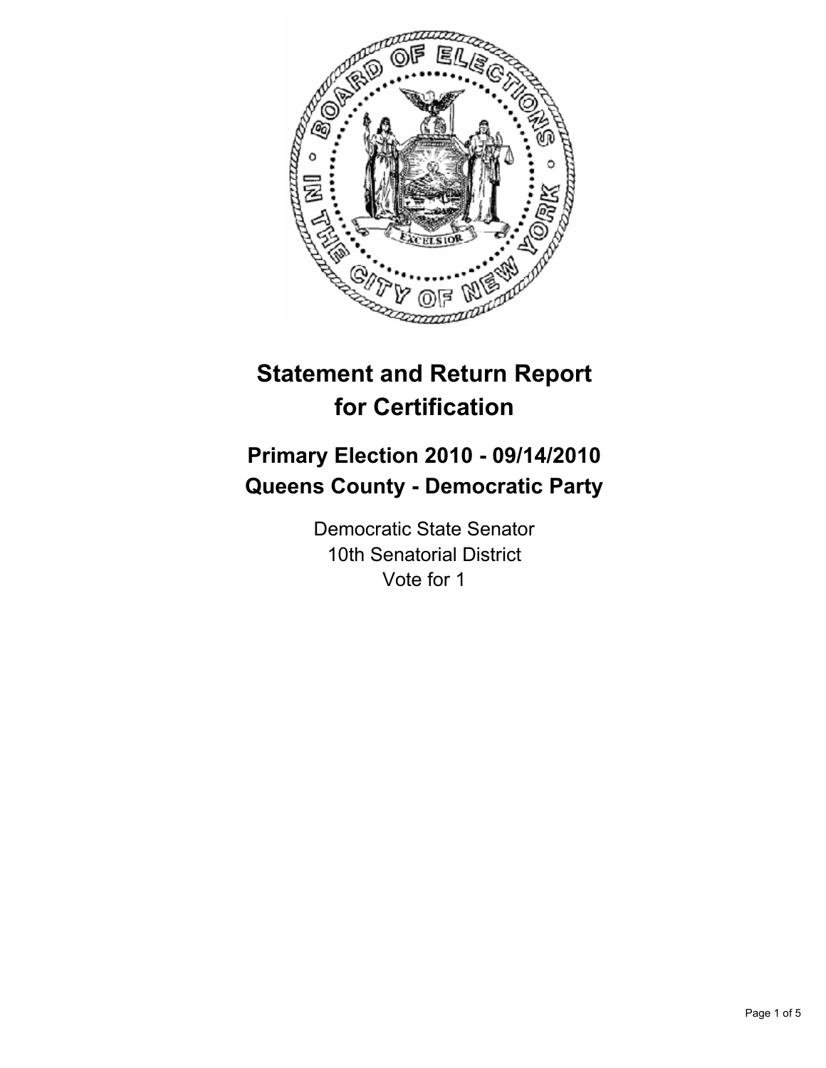# Statement and Return Report for Certification

## Primary Election 2010 - 09/14/2010
## Queens County - Democratic Party

Democratic State Senator
10th Senatorial District
Vote for 1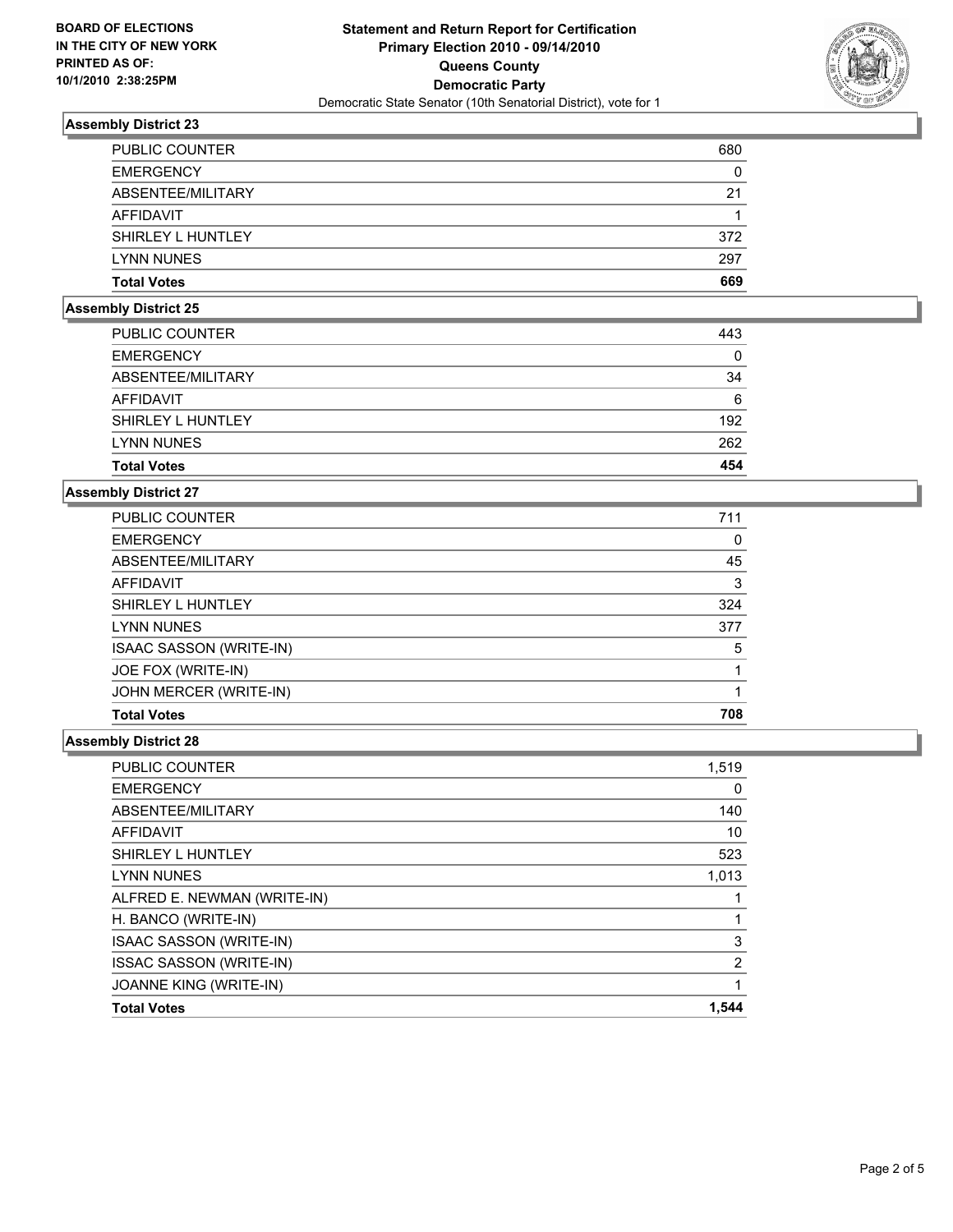**BOARD OF ELECTIONS IN THE CITY OF NEW YORK PRINTED AS OF: 10/1/2010 2:38:25PM**

**Statement and Return Report for Certification**
**Primary Election 2010 - 09/14/2010**
**Queens County**
**Democratic Party**
Democratic State Senator (10th Senatorial District), vote for 1

### Assembly District 23

| | |
|---|---|
| PUBLIC COUNTER | 680 |
| EMERGENCY | 0 |
| ABSENTEE/MILITARY | 21 |
| AFFIDAVIT | 1 |
| SHIRLEY L HUNTLEY | 372 |
| LYNN NUNES | 297 |
| **Total Votes** | **669** |

### Assembly District 25

| | |
|---|---|
| PUBLIC COUNTER | 443 |
| EMERGENCY | 0 |
| ABSENTEE/MILITARY | 34 |
| AFFIDAVIT | 6 |
| SHIRLEY L HUNTLEY | 192 |
| LYNN NUNES | 262 |
| **Total Votes** | **454** |

### Assembly District 27

| | |
|---|---|
| PUBLIC COUNTER | 711 |
| EMERGENCY | 0 |
| ABSENTEE/MILITARY | 45 |
| AFFIDAVIT | 3 |
| SHIRLEY L HUNTLEY | 324 |
| LYNN NUNES | 377 |
| ISAAC SASSON (WRITE-IN) | 5 |
| JOE FOX (WRITE-IN) | 1 |
| JOHN MERCER (WRITE-IN) | 1 |
| **Total Votes** | **708** |

### Assembly District 28

| | |
|---|---|
| PUBLIC COUNTER | 1,519 |
| EMERGENCY | 0 |
| ABSENTEE/MILITARY | 140 |
| AFFIDAVIT | 10 |
| SHIRLEY L HUNTLEY | 523 |
| LYNN NUNES | 1,013 |
| ALFRED E. NEWMAN (WRITE-IN) | 1 |
| H. BANCO (WRITE-IN) | 1 |
| ISAAC SASSON (WRITE-IN) | 3 |
| ISSAC SASSON (WRITE-IN) | 2 |
| JOANNE KING (WRITE-IN) | 1 |
| **Total Votes** | **1,544** |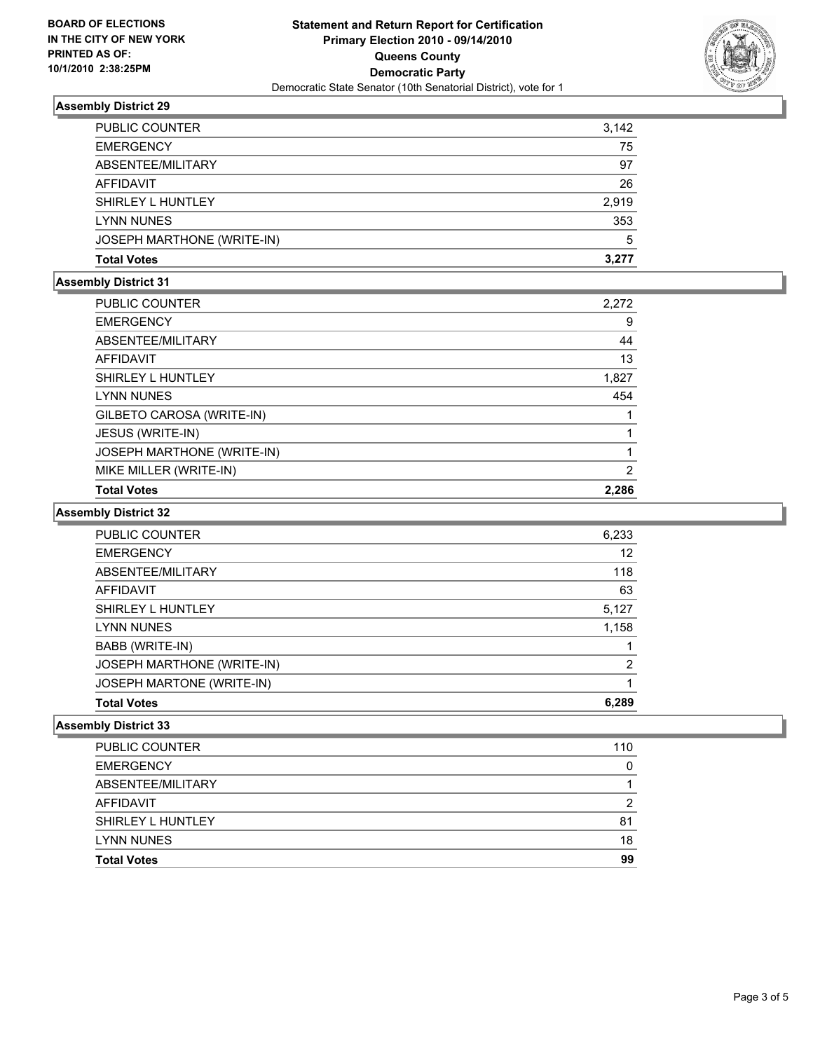**BOARD OF ELECTIONS IN THE CITY OF NEW YORK PRINTED AS OF: 10/1/2010 2:38:25PM**

# Statement and Return Report for Certification
## Primary Election 2010 - 09/14/2010
## Queens County
## Democratic Party
Democratic State Senator (10th Senatorial District), vote for 1

### Assembly District 29

| | |
|---|---|
| PUBLIC COUNTER | 3,142 |
| EMERGENCY | 75 |
| ABSENTEE/MILITARY | 97 |
| AFFIDAVIT | 26 |
| SHIRLEY L HUNTLEY | 2,919 |
| LYNN NUNES | 353 |
| JOSEPH MARTHONE (WRITE-IN) | 5 |
| **Total Votes** | **3,277** |

### Assembly District 31

| | |
|---|---|
| PUBLIC COUNTER | 2,272 |
| EMERGENCY | 9 |
| ABSENTEE/MILITARY | 44 |
| AFFIDAVIT | 13 |
| SHIRLEY L HUNTLEY | 1,827 |
| LYNN NUNES | 454 |
| GILBETO CAROSA (WRITE-IN) | 1 |
| JESUS (WRITE-IN) | 1 |
| JOSEPH MARTHONE (WRITE-IN) | 1 |
| MIKE MILLER (WRITE-IN) | 2 |
| **Total Votes** | **2,286** |

### Assembly District 32

| | |
|---|---|
| PUBLIC COUNTER | 6,233 |
| EMERGENCY | 12 |
| ABSENTEE/MILITARY | 118 |
| AFFIDAVIT | 63 |
| SHIRLEY L HUNTLEY | 5,127 |
| LYNN NUNES | 1,158 |
| BABB (WRITE-IN) | 1 |
| JOSEPH MARTHONE (WRITE-IN) | 2 |
| JOSEPH MARTONE (WRITE-IN) | 1 |
| **Total Votes** | **6,289** |

### Assembly District 33

| | |
|---|---|
| PUBLIC COUNTER | 110 |
| EMERGENCY | 0 |
| ABSENTEE/MILITARY | 1 |
| AFFIDAVIT | 2 |
| SHIRLEY L HUNTLEY | 81 |
| LYNN NUNES | 18 |
| **Total Votes** | **99** |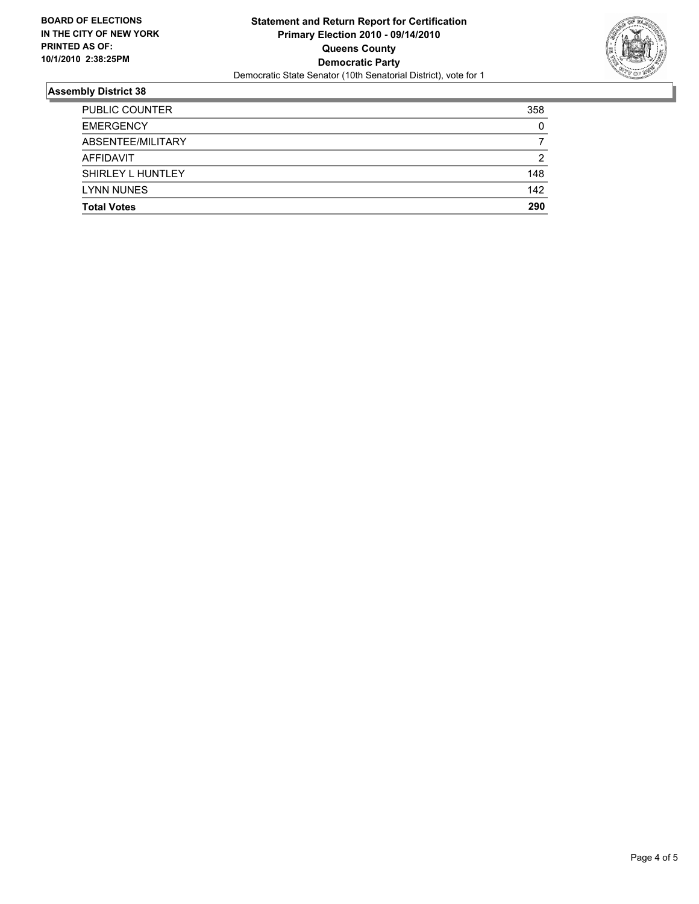**BOARD OF ELECTIONS IN THE CITY OF NEW YORK PRINTED AS OF: 10/1/2010 2:38:25PM**

# Statement and Return Report for Certification Primary Election 2010 - 09/14/2010 Queens County Democratic Party

Democratic State Senator (10th Senatorial District), vote for 1

## Assembly District 38

| | |
|---|---|
| PUBLIC COUNTER | 358 |
| EMERGENCY | 0 |
| ABSENTEE/MILITARY | 7 |
| AFFIDAVIT | 2 |
| SHIRLEY L HUNTLEY | 148 |
| LYNN NUNES | 142 |
| **Total Votes** | **290** |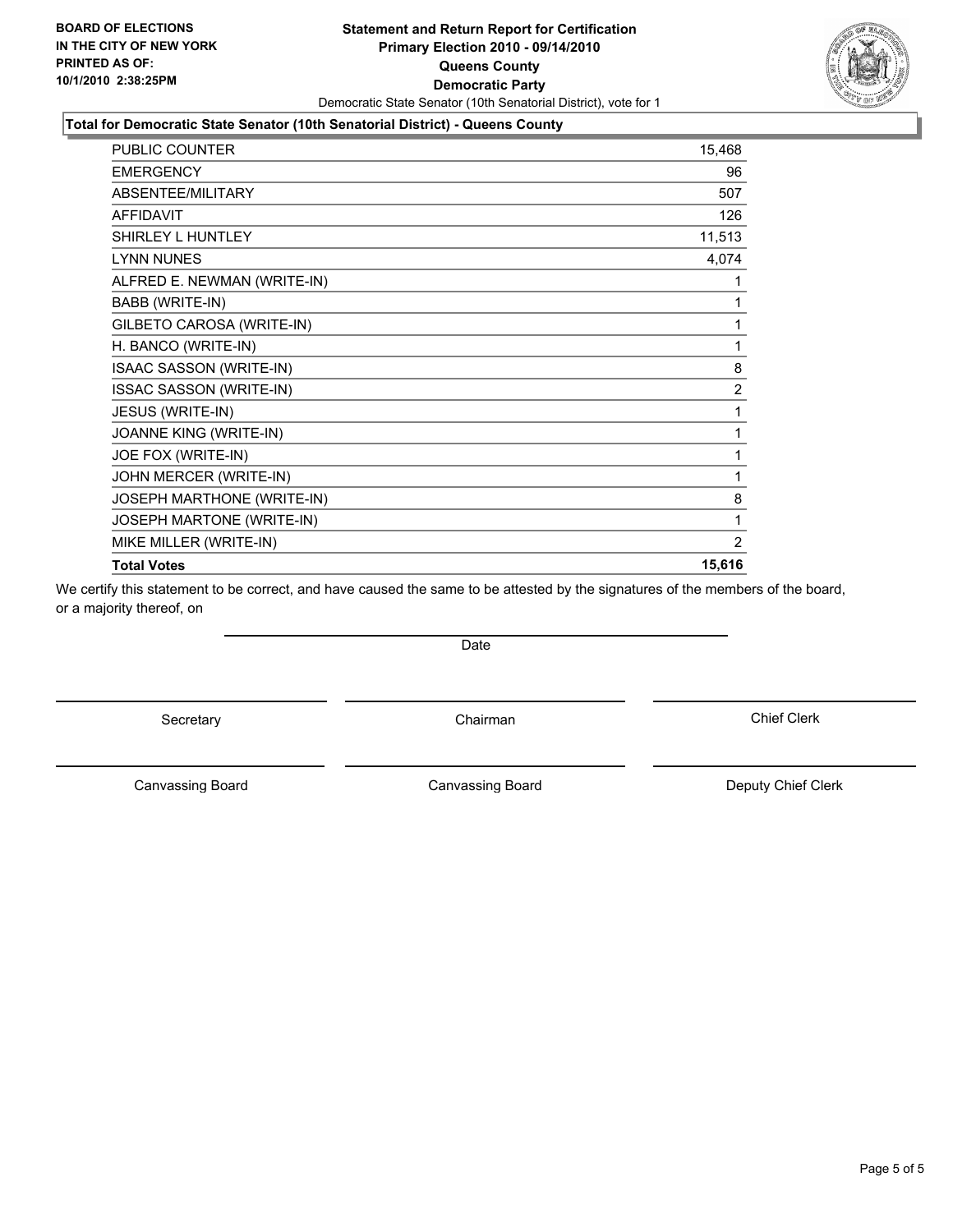**BOARD OF ELECTIONS IN THE CITY OF NEW YORK PRINTED AS OF: 10/1/2010 2:38:25PM**

**Statement and Return Report for Certification**
**Primary Election 2010 - 09/14/2010**
**Queens County**
**Democratic Party**
Democratic State Senator (10th Senatorial District), vote for 1

**Total for Democratic State Senator (10th Senatorial District) - Queens County**

| | |
|---|---|
| PUBLIC COUNTER | 15,468 |
| EMERGENCY | 96 |
| ABSENTEE/MILITARY | 507 |
| AFFIDAVIT | 126 |
| SHIRLEY L HUNTLEY | 11,513 |
| LYNN NUNES | 4,074 |
| ALFRED E. NEWMAN (WRITE-IN) | 1 |
| BABB (WRITE-IN) | 1 |
| GILBETO CAROSA (WRITE-IN) | 1 |
| H. BANCO (WRITE-IN) | 1 |
| ISAAC SASSON (WRITE-IN) | 8 |
| ISSAC SASSON (WRITE-IN) | 2 |
| JESUS (WRITE-IN) | 1 |
| JOANNE KING (WRITE-IN) | 1 |
| JOE FOX (WRITE-IN) | 1 |
| JOHN MERCER (WRITE-IN) | 1 |
| JOSEPH MARTHONE (WRITE-IN) | 8 |
| JOSEPH MARTONE (WRITE-IN) | 1 |
| MIKE MILLER (WRITE-IN) | 2 |
| **Total Votes** | **15,616** |

We certify this statement to be correct, and have caused the same to be attested by the signatures of the members of the board, or a majority thereof, on

Date

Secretary | Chairman | Chief Clerk

Canvassing Board | Canvassing Board | Deputy Chief Clerk